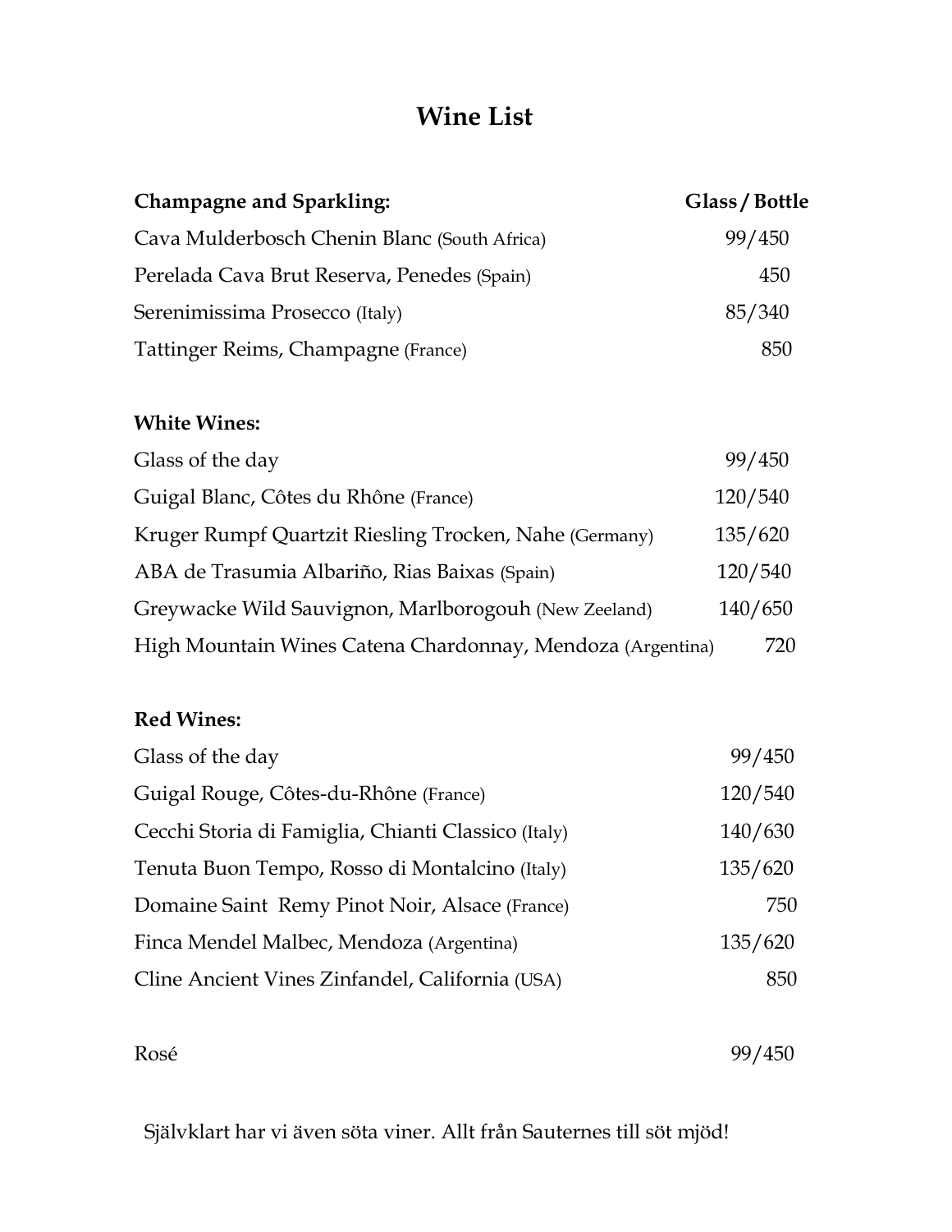# Wine List

| Champagne and Sparkling: | Glass / Bottle |
| --- | --- |
| Cava Mulderbosch Chenin Blanc (South Africa) | 99/450 |
| Perelada Cava Brut Reserva, Penedes (Spain) | 450 |
| Serenimissima Prosecco (Italy) | 85/340 |
| Tattinger Reims, Champagne (France) | 850 |

| White Wines: | |
| --- | --- |
| Glass of the day | 99/450 |
| Guigal Blanc, Côtes du Rhône (France) | 120/540 |
| Kruger Rumpf Quartzit Riesling Trocken, Nahe (Germany) | 135/620 |
| ABA de Trasumia Albariño, Rias Baixas (Spain) | 120/540 |
| Greywacke Wild Sauvignon, Marlborogouh (New Zeeland) | 140/650 |
| High Mountain Wines Catena Chardonnay, Mendoza (Argentina) | 720 |

| Red Wines: | |
| --- | --- |
| Glass of the day | 99/450 |
| Guigal Rouge, Côtes-du-Rhône (France) | 120/540 |
| Cecchi Storia di Famiglia, Chianti Classico (Italy) | 140/630 |
| Tenuta Buon Tempo, Rosso di Montalcino (Italy) | 135/620 |
| Domaine Saint Remy Pinot Noir, Alsace (France) | 750 |
| Finca Mendel Malbec, Mendoza (Argentina) | 135/620 |
| Cline Ancient Vines Zinfandel, California (USA) | 850 |

| | |
| --- | --- |
| Rosé | 99/450 |

Självklart har vi även söta viner. Allt från Sauternes till söt mjöd!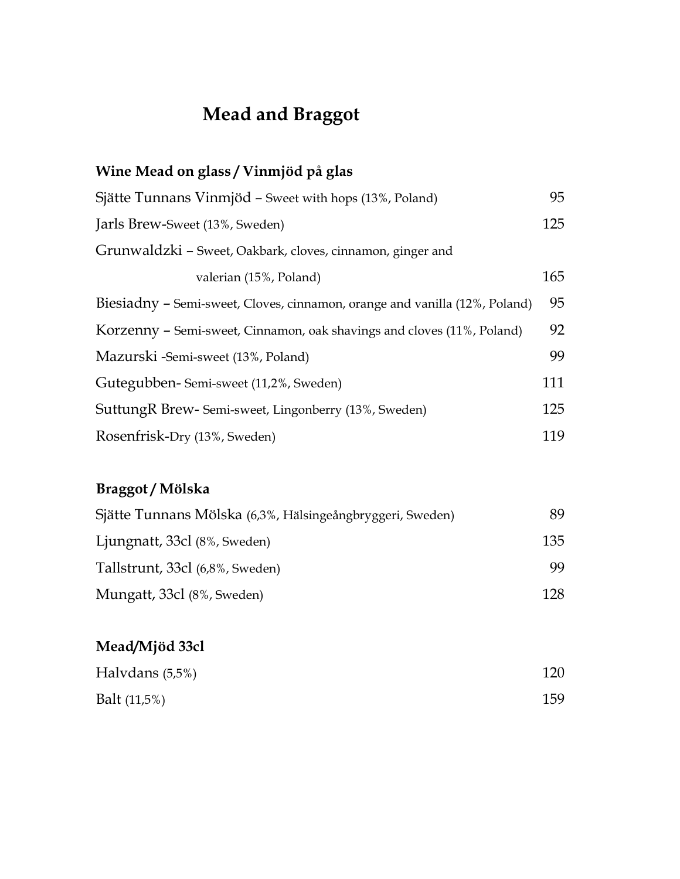# Mead and Braggot

## Wine Mead on glass / Vinmjöd på glas

| | |
|---|---|
| Sjätte Tunnans Vinmjöd – Sweet with hops (13%, Poland) | 95 |
| Jarls Brew-Sweet (13%, Sweden) | 125 |
| Grunwaldzki – Sweet, Oakbark, cloves, cinnamon, ginger and valerian (15%, Poland) | 165 |
| Biesiadny – Semi-sweet, Cloves, cinnamon, orange and vanilla (12%, Poland) | 95 |
| Korzenny – Semi-sweet, Cinnamon, oak shavings and cloves (11%, Poland) | 92 |
| Mazurski -Semi-sweet (13%, Poland) | 99 |
| Gutegubben- Semi-sweet (11,2%, Sweden) | 111 |
| SuttungR Brew- Semi-sweet, Lingonberry (13%, Sweden) | 125 |
| Rosenfrisk-Dry (13%, Sweden) | 119 |

## Braggot / Mölska

| | |
|---|---|
| Sjätte Tunnans Mölska (6,3%, Hälsingeångbryggeri, Sweden) | 89 |
| Ljungnatt, 33cl (8%, Sweden) | 135 |
| Tallstrunt, 33cl (6,8%, Sweden) | 99 |
| Mungatt, 33cl (8%, Sweden) | 128 |

## Mead/Mjöd 33cl

| | |
|---|---|
| Halvdans (5,5%) | 120 |
| Balt (11,5%) | 159 |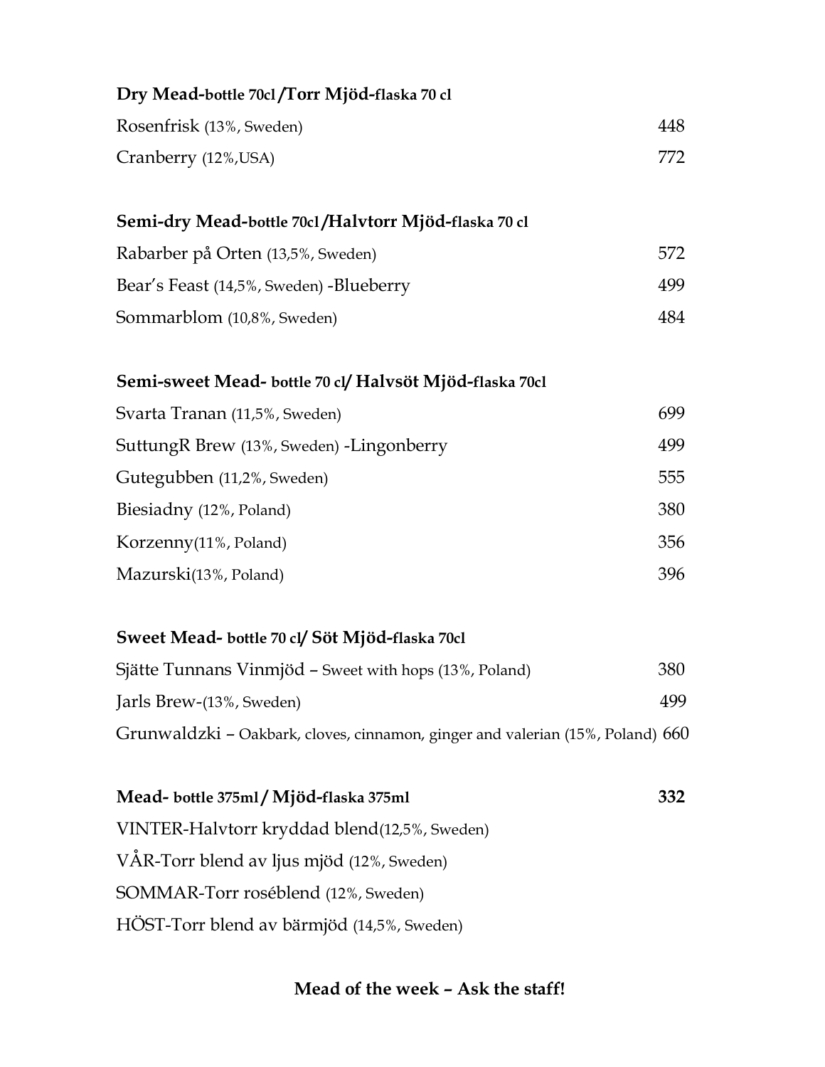## Dry Mead-bottle 70cl /Torr Mjöd-flaska 70 cl

| | |
|---|---|
| Rosenfrisk (13%, Sweden) | 448 |
| Cranberry (12%,USA) | 772 |

## Semi-dry Mead-bottle 70cl /Halvtorr Mjöd-flaska 70 cl

| | |
|---|---|
| Rabarber på Orten (13,5%, Sweden) | 572 |
| Bear's Feast (14,5%, Sweden) -Blueberry | 499 |
| Sommarblom (10,8%, Sweden) | 484 |

## Semi-sweet Mead- bottle 70 cl/ Halvsöt Mjöd-flaska 70cl

| | |
|---|---|
| Svarta Tranan (11,5%, Sweden) | 699 |
| SuttungR Brew (13%, Sweden) -Lingonberry | 499 |
| Gutegubben (11,2%, Sweden) | 555 |
| Biesiadny (12%, Poland) | 380 |
| Korzenny(11%, Poland) | 356 |
| Mazurski(13%, Poland) | 396 |

## Sweet Mead- bottle 70 cl/ Söt Mjöd-flaska 70cl

| | |
|---|---|
| Sjätte Tunnans Vinmjöd – Sweet with hops (13%, Poland) | 380 |
| Jarls Brew-(13%, Sweden) | 499 |
| Grunwaldzki – Oakbark, cloves, cinnamon, ginger and valerian (15%, Poland) | 660 |

## Mead- bottle 375ml / Mjöd-flaska 375ml — 332

VINTER-Halvtorr kryddad blend(12,5%, Sweden)

VÅR-Torr blend av ljus mjöd (12%, Sweden)

SOMMAR-Torr roséblend (12%, Sweden)

HÖST-Torr blend av bärmjöd (14,5%, Sweden)

**Mead of the week – Ask the staff!**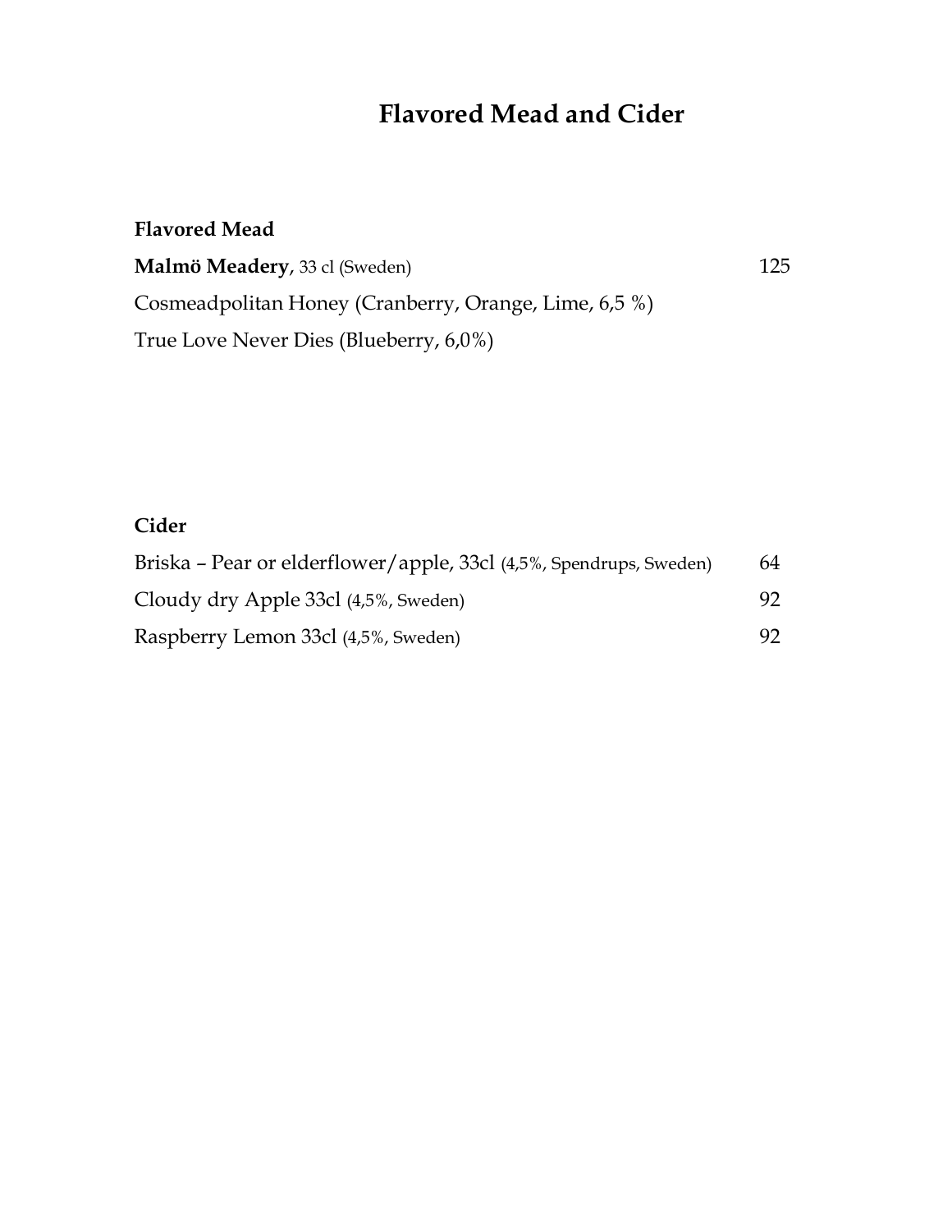# Flavored Mead and Cider

## Flavored Mead

**Malmö Meadery**, 33 cl (Sweden) 125

Cosmeadpolitan Honey (Cranberry, Orange, Lime, 6,5 %)

True Love Never Dies (Blueberry, 6,0%)

## Cider

Briska – Pear or elderflower/apple, 33cl (4,5%, Spendrups, Sweden) 64

Cloudy dry Apple 33cl (4,5%, Sweden) 92

Raspberry Lemon 33cl (4,5%, Sweden) 92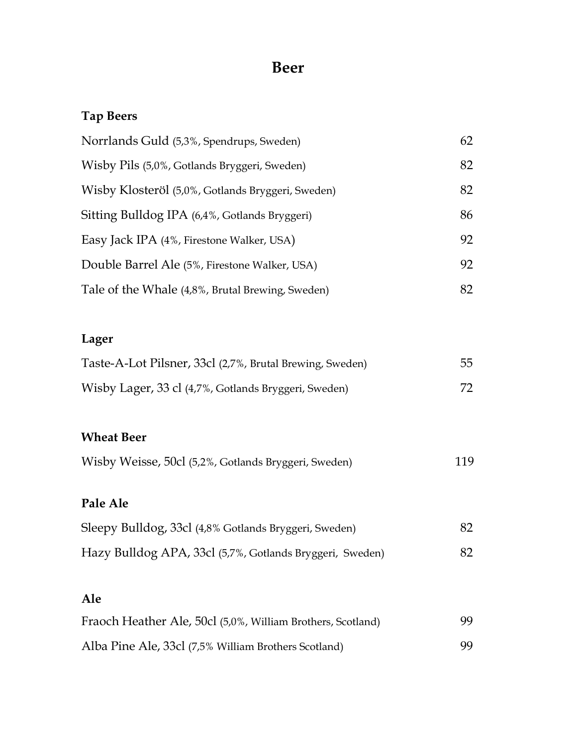# Beer

## Tap Beers

| Beer | Price |
| --- | --- |
| Norrlands Guld (5,3%, Spendrups, Sweden) | 62 |
| Wisby Pils (5,0%, Gotlands Bryggeri, Sweden) | 82 |
| Wisby Klosteröl (5,0%, Gotlands Bryggeri, Sweden) | 82 |
| Sitting Bulldog IPA (6,4%, Gotlands Bryggeri) | 86 |
| Easy Jack IPA (4%, Firestone Walker, USA) | 92 |
| Double Barrel Ale (5%, Firestone Walker, USA) | 92 |
| Tale of the Whale (4,8%, Brutal Brewing, Sweden) | 82 |

## Lager

| Beer | Price |
| --- | --- |
| Taste-A-Lot Pilsner, 33cl (2,7%, Brutal Brewing, Sweden) | 55 |
| Wisby Lager, 33 cl (4,7%, Gotlands Bryggeri, Sweden) | 72 |

## Wheat Beer

| Beer | Price |
| --- | --- |
| Wisby Weisse, 50cl (5,2%, Gotlands Bryggeri, Sweden) | 119 |

## Pale Ale

| Beer | Price |
| --- | --- |
| Sleepy Bulldog, 33cl (4,8% Gotlands Bryggeri, Sweden) | 82 |
| Hazy Bulldog APA, 33cl (5,7%, Gotlands Bryggeri, Sweden) | 82 |

## Ale

| Beer | Price |
| --- | --- |
| Fraoch Heather Ale, 50cl (5,0%, William Brothers, Scotland) | 99 |
| Alba Pine Ale, 33cl (7,5% William Brothers Scotland) | 99 |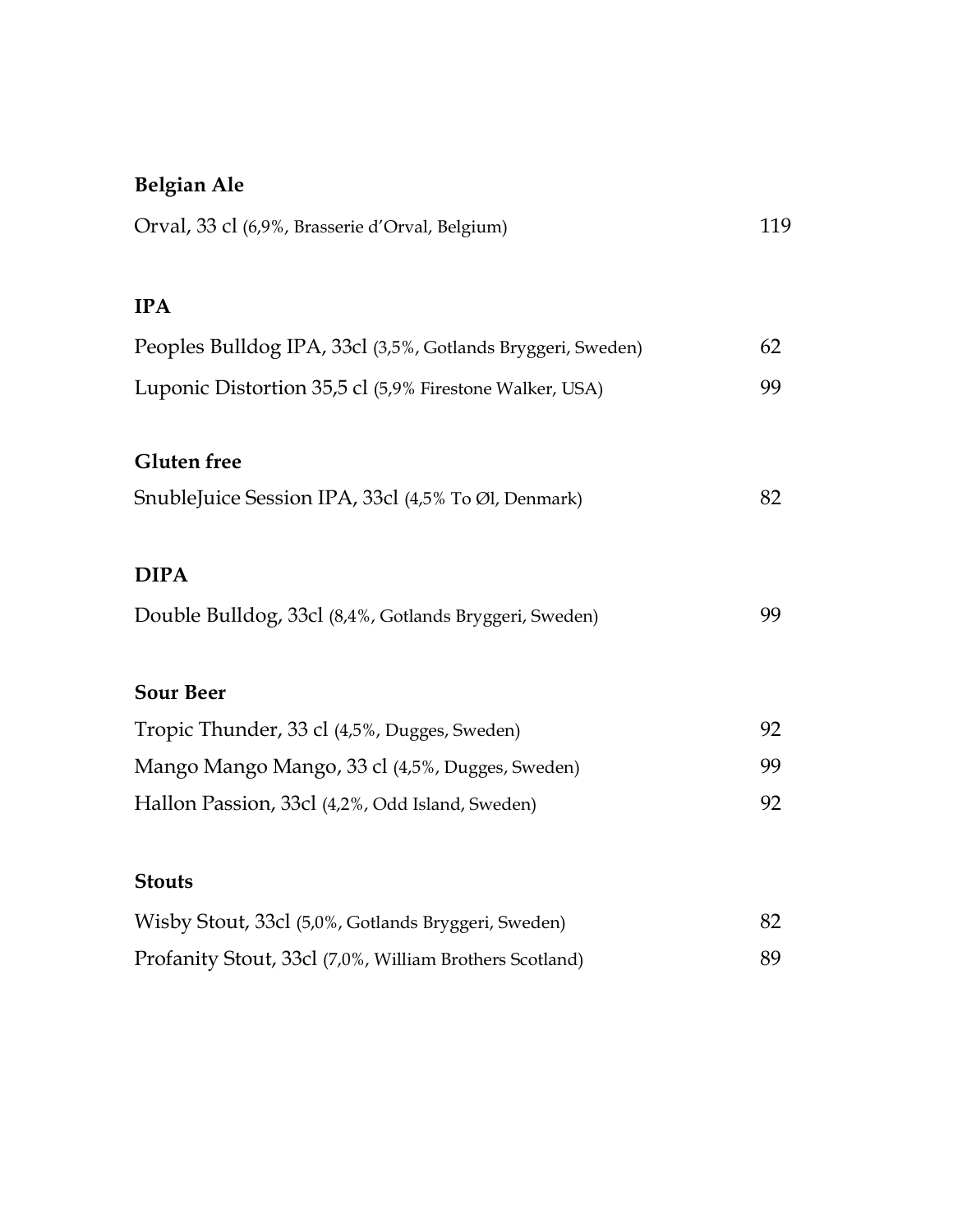## Belgian Ale

| | |
|---|---|
| Orval, 33 cl (6,9%, Brasserie d'Orval, Belgium) | 119 |

## IPA

| | |
|---|---|
| Peoples Bulldog IPA, 33cl (3,5%, Gotlands Bryggeri, Sweden) | 62 |
| Luponic Distortion 35,5 cl (5,9% Firestone Walker, USA) | 99 |

## Gluten free

| | |
|---|---|
| SnubleJuice Session IPA, 33cl (4,5% To Øl, Denmark) | 82 |

## DIPA

| | |
|---|---|
| Double Bulldog, 33cl (8,4%, Gotlands Bryggeri, Sweden) | 99 |

## Sour Beer

| | |
|---|---|
| Tropic Thunder, 33 cl (4,5%, Dugges, Sweden) | 92 |
| Mango Mango Mango, 33 cl (4,5%, Dugges, Sweden) | 99 |
| Hallon Passion, 33cl (4,2%, Odd Island, Sweden) | 92 |

## Stouts

| | |
|---|---|
| Wisby Stout, 33cl (5,0%, Gotlands Bryggeri, Sweden) | 82 |
| Profanity Stout, 33cl (7,0%, William Brothers Scotland) | 89 |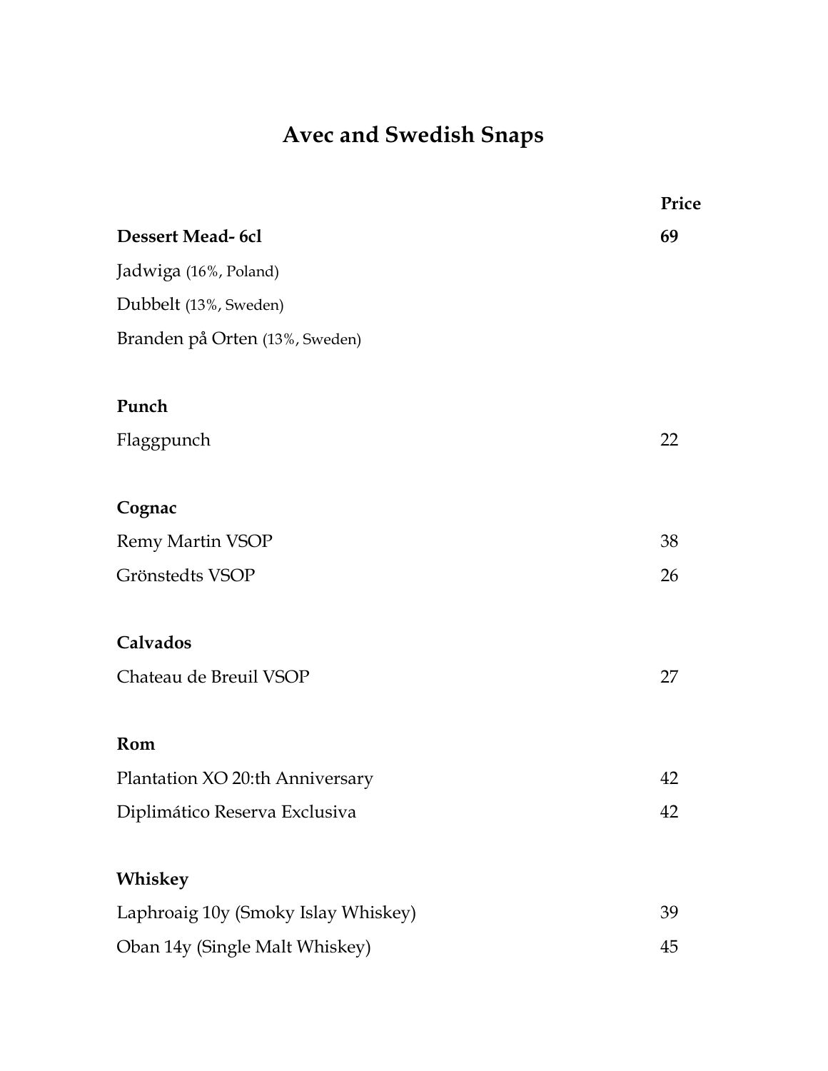# Avec and Swedish Snaps

| | Price |
|---|---|
| **Dessert Mead- 6cl** | **69** |
| Jadwiga (16%, Poland) | |
| Dubbelt (13%, Sweden) | |
| Branden på Orten (13%, Sweden) | |
| | |
| **Punch** | |
| Flaggpunch | 22 |
| | |
| **Cognac** | |
| Remy Martin VSOP | 38 |
| Grönstedts VSOP | 26 |
| | |
| **Calvados** | |
| Chateau de Breuil VSOP | 27 |
| | |
| **Rom** | |
| Plantation XO 20:th Anniversary | 42 |
| Diplimático Reserva Exclusiva | 42 |
| | |
| **Whiskey** | |
| Laphroaig 10y (Smoky Islay Whiskey) | 39 |
| Oban 14y (Single Malt Whiskey) | 45 |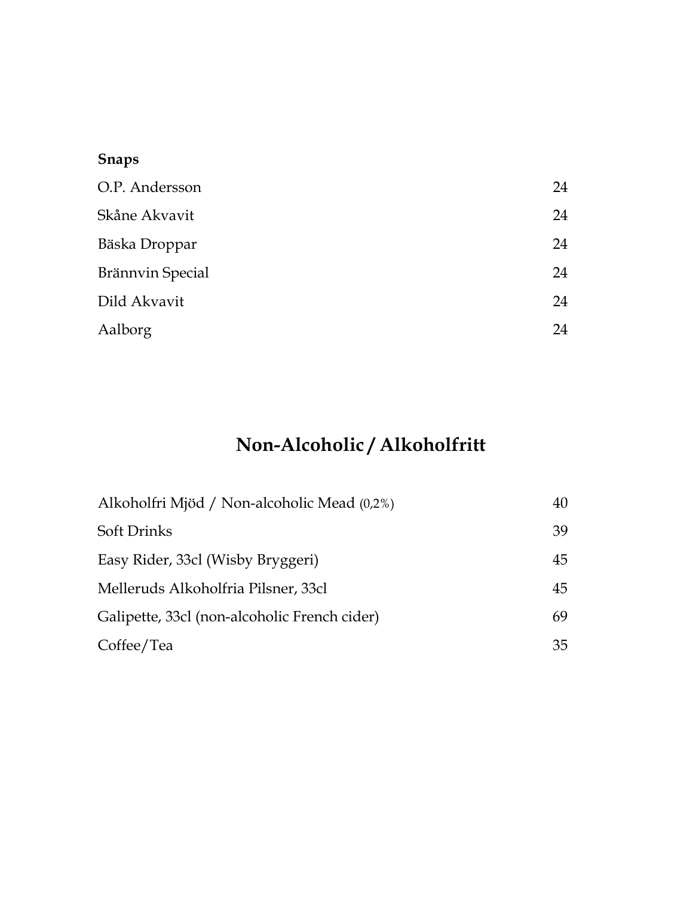**Snaps**

| | |
|---|---|
| O.P. Andersson | 24 |
| Skåne Akvavit | 24 |
| Bäska Droppar | 24 |
| Brännvin Special | 24 |
| Dild Akvavit | 24 |
| Aalborg | 24 |

## Non-Alcoholic / Alkoholfritt

| | |
|---|---|
| Alkoholfri Mjöd / Non-alcoholic Mead (0,2%) | 40 |
| Soft Drinks | 39 |
| Easy Rider, 33cl (Wisby Bryggeri) | 45 |
| Melleruds Alkoholfria Pilsner, 33cl | 45 |
| Galipette, 33cl (non-alcoholic French cider) | 69 |
| Coffee/Tea | 35 |